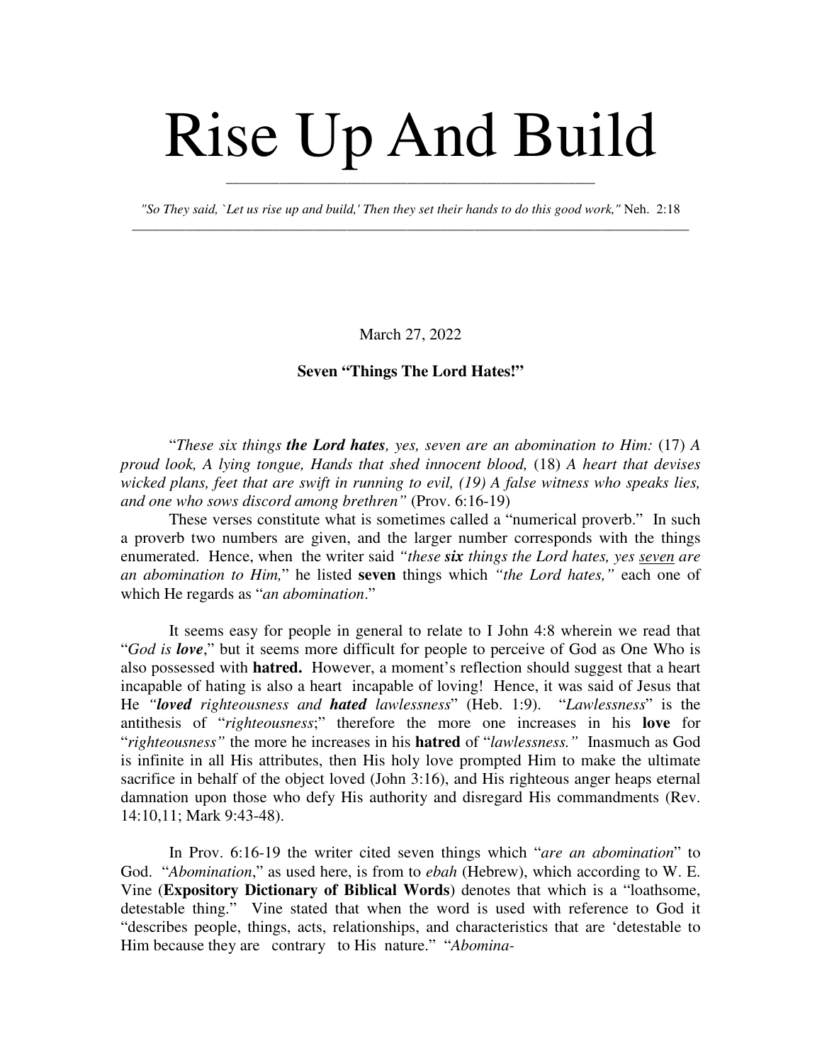# Rise Up And Build

*"So They said, `Let us rise up and build,' Then they set their hands to do this good work,"* Neh. 2:18

March 27, 2022

**Seven "Things The Lord Hates!"**

"*These six things **the Lord hates**, yes, seven are an abomination to Him:* (17) *A proud look, A lying tongue, Hands that shed innocent blood,* (18) *A heart that devises wicked plans, feet that are swift in running to evil, (19) A false witness who speaks lies, and one who sows discord among brethren"* (Prov. 6:16-19)

These verses constitute what is sometimes called a "numerical proverb." In such a proverb two numbers are given, and the larger number corresponds with the things enumerated. Hence, when the writer said *"these **six** things the Lord hates, yes <u>seven</u> are an abomination to Him,*" he listed **seven** things which *"the Lord hates,"* each one of which He regards as "*an abomination*."

It seems easy for people in general to relate to I John 4:8 wherein we read that "*God is **love***," but it seems more difficult for people to perceive of God as One Who is also possessed with **hatred.** However, a moment's reflection should suggest that a heart incapable of hating is also a heart incapable of loving! Hence, it was said of Jesus that He *"**loved** righteousness and **hated** lawlessness*" (Heb. 1:9). "*Lawlessness*" is the antithesis of "*righteousness*;" therefore the more one increases in his **love** for "*righteousness"* the more he increases in his **hatred** of "*lawlessness."* Inasmuch as God is infinite in all His attributes, then His holy love prompted Him to make the ultimate sacrifice in behalf of the object loved (John 3:16), and His righteous anger heaps eternal damnation upon those who defy His authority and disregard His commandments (Rev. 14:10,11; Mark 9:43-48).

In Prov. 6:16-19 the writer cited seven things which "*are an abomination*" to God. "*Abomination*," as used here, is from to *ebah* (Hebrew), which according to W. E. Vine (**Expository Dictionary of Biblical Words**) denotes that which is a "loathsome, detestable thing." Vine stated that when the word is used with reference to God it "describes people, things, acts, relationships, and characteristics that are 'detestable to Him because they are contrary to His nature." "*Abomina-*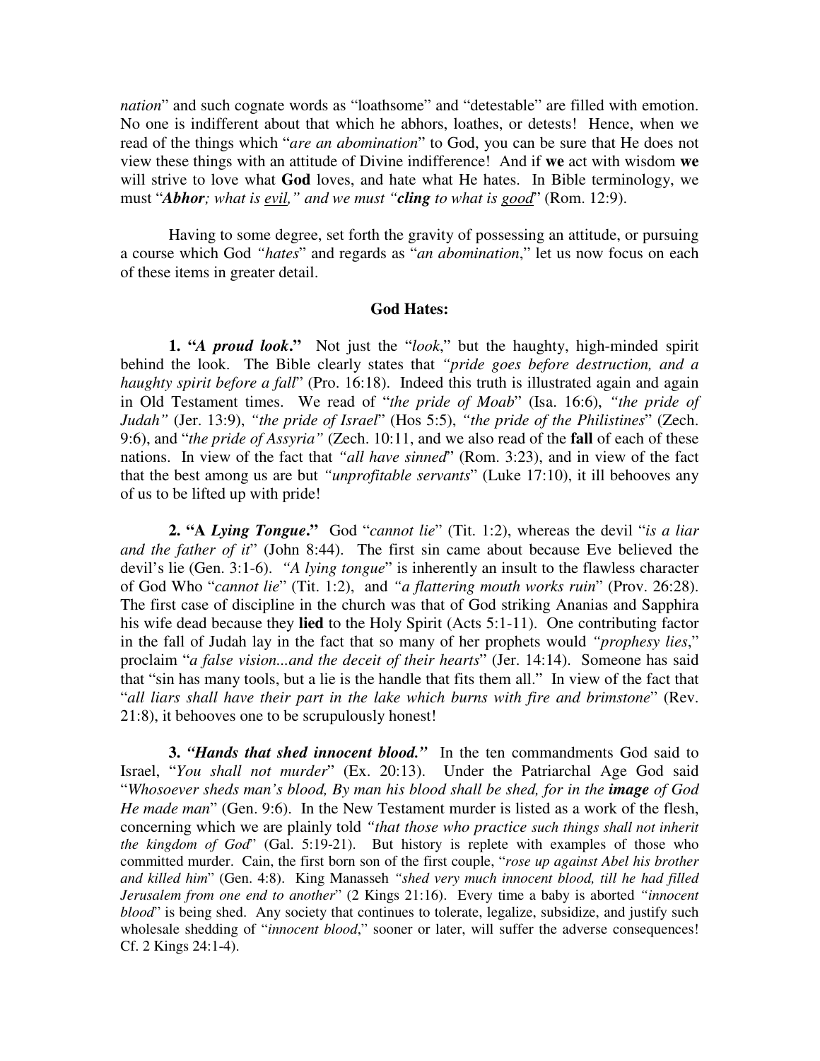*nation*" and such cognate words as "loathsome" and "detestable" are filled with emotion. No one is indifferent about that which he abhors, loathes, or detests! Hence, when we read of the things which "*are an abomination*" to God, you can be sure that He does not view these things with an attitude of Divine indifference! And if **we** act with wisdom **we** will strive to love what **God** loves, and hate what He hates. In Bible terminology, we must "***Abhor****; what is evil," and we must "****cling*** *to what is good*" (Rom. 12:9).

Having to some degree, set forth the gravity of possessing an attitude, or pursuing a course which God *"hates*" and regards as "*an abomination*," let us now focus on each of these items in greater detail.

**God Hates:**

**1. "*A proud look*."** Not just the "*look*," but the haughty, high-minded spirit behind the look. The Bible clearly states that *"pride goes before destruction, and a haughty spirit before a fall*" (Pro. 16:18). Indeed this truth is illustrated again and again in Old Testament times. We read of "*the pride of Moab*" (Isa. 16:6), *"the pride of Judah"* (Jer. 13:9), *"the pride of Israel*" (Hos 5:5), *"the pride of the Philistines*" (Zech. 9:6), and "*the pride of Assyria"* (Zech. 10:11, and we also read of the **fall** of each of these nations. In view of the fact that *"all have sinned*" (Rom. 3:23), and in view of the fact that the best among us are but *"unprofitable servants*" (Luke 17:10), it ill behooves any of us to be lifted up with pride!

**2. "A *Lying Tongue*."** God "*cannot lie*" (Tit. 1:2), whereas the devil "*is a liar and the father of it*" (John 8:44). The first sin came about because Eve believed the devil's lie (Gen. 3:1-6). *"A lying tongue*" is inherently an insult to the flawless character of God Who "*cannot lie*" (Tit. 1:2), and *"a flattering mouth works ruin*" (Prov. 26:28). The first case of discipline in the church was that of God striking Ananias and Sapphira his wife dead because they **lied** to the Holy Spirit (Acts 5:1-11). One contributing factor in the fall of Judah lay in the fact that so many of her prophets would *"prophesy lies*," proclaim "*a false vision...and the deceit of their hearts*" (Jer. 14:14). Someone has said that "sin has many tools, but a lie is the handle that fits them all." In view of the fact that "*all liars shall have their part in the lake which burns with fire and brimstone*" (Rev. 21:8), it behooves one to be scrupulously honest!

**3. *"Hands that shed innocent blood."*** In the ten commandments God said to Israel, "*You shall not murder*" (Ex. 20:13). Under the Patriarchal Age God said "*Whosoever sheds man's blood, By man his blood shall be shed, for in the* ***image*** *of God He made man*" (Gen. 9:6). In the New Testament murder is listed as a work of the flesh, concerning which we are plainly told *"that those who practice such things shall not inherit the kingdom of God*" (Gal. 5:19-21). But history is replete with examples of those who committed murder. Cain, the first born son of the first couple, "*rose up against Abel his brother and killed him*" (Gen. 4:8). King Manasseh *"shed very much innocent blood, till he had filled Jerusalem from one end to another*" (2 Kings 21:16). Every time a baby is aborted *"innocent blood*" is being shed. Any society that continues to tolerate, legalize, subsidize, and justify such wholesale shedding of "*innocent blood*," sooner or later, will suffer the adverse consequences! Cf. 2 Kings 24:1-4).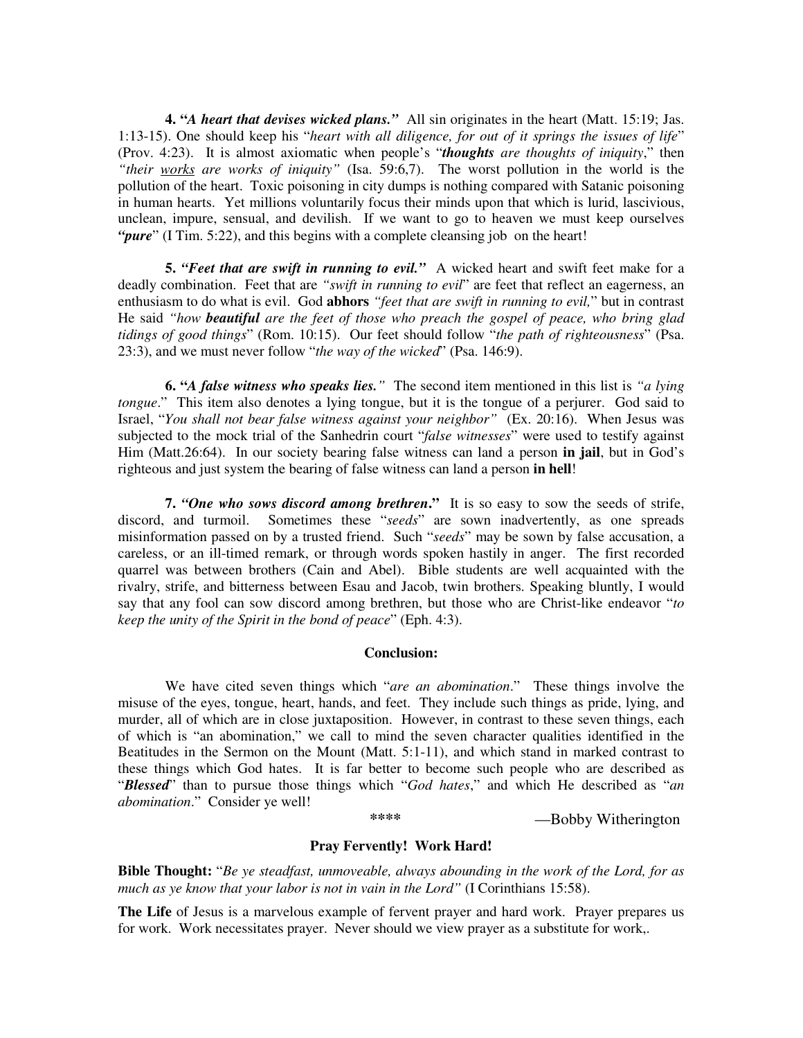**4. "*A heart that devises wicked plans.*"** All sin originates in the heart (Matt. 15:19; Jas. 1:13-15). One should keep his "*heart with all diligence, for out of it springs the issues of life*" (Prov. 4:23). It is almost axiomatic when people's "***thoughts** are thoughts of iniquity*," then *"their <u>works</u> are works of iniquity"* (Isa. 59:6,7). The worst pollution in the world is the pollution of the heart. Toxic poisoning in city dumps is nothing compared with Satanic poisoning in human hearts. Yet millions voluntarily focus their minds upon that which is lurid, lascivious, unclean, impure, sensual, and devilish. If we want to go to heaven we must keep ourselves ***"pure***" (I Tim. 5:22), and this begins with a complete cleansing job on the heart!

**5. *"Feet that are swift in running to evil."*** A wicked heart and swift feet make for a deadly combination. Feet that are *"swift in running to evil*" are feet that reflect an eagerness, an enthusiasm to do what is evil. God **abhors** *"feet that are swift in running to evil,*" but in contrast He said *"how **beautiful** are the feet of those who preach the gospel of peace, who bring glad tidings of good things*" (Rom. 10:15). Our feet should follow "*the path of righteousness*" (Psa. 23:3), and we must never follow "*the way of the wicked*" (Psa. 146:9).

**6. "*A false witness who speaks lies.*"** The second item mentioned in this list is *"a lying tongue*." This item also denotes a lying tongue, but it is the tongue of a perjurer. God said to Israel, "*You shall not bear false witness against your neighbor"* (Ex. 20:16). When Jesus was subjected to the mock trial of the Sanhedrin court "*false witnesses*" were used to testify against Him (Matt.26:64). In our society bearing false witness can land a person **in jail**, but in God's righteous and just system the bearing of false witness can land a person **in hell**!

**7. *"One who sows discord among brethren*."** It is so easy to sow the seeds of strife, discord, and turmoil. Sometimes these "*seeds*" are sown inadvertently, as one spreads misinformation passed on by a trusted friend. Such "*seeds*" may be sown by false accusation, a careless, or an ill-timed remark, or through words spoken hastily in anger. The first recorded quarrel was between brothers (Cain and Abel). Bible students are well acquainted with the rivalry, strife, and bitterness between Esau and Jacob, twin brothers. Speaking bluntly, I would say that any fool can sow discord among brethren, but those who are Christ-like endeavor "*to keep the unity of the Spirit in the bond of peace*" (Eph. 4:3).

**Conclusion:**

We have cited seven things which "*are an abomination*." These things involve the misuse of the eyes, tongue, heart, hands, and feet. They include such things as pride, lying, and murder, all of which are in close juxtaposition. However, in contrast to these seven things, each of which is "an abomination," we call to mind the seven character qualities identified in the Beatitudes in the Sermon on the Mount (Matt. 5:1-11), and which stand in marked contrast to these things which God hates. It is far better to become such people who are described as "***Blessed***" than to pursue those things which "*God hates*," and which He described as "*an abomination*." Consider ye well!

\*\*\*\* —Bobby Witherington

**Pray Fervently! Work Hard!**

**Bible Thought:** "*Be ye steadfast, unmoveable, always abounding in the work of the Lord, for as much as ye know that your labor is not in vain in the Lord"* (I Corinthians 15:58).

**The Life** of Jesus is a marvelous example of fervent prayer and hard work. Prayer prepares us for work. Work necessitates prayer. Never should we view prayer as a substitute for work,.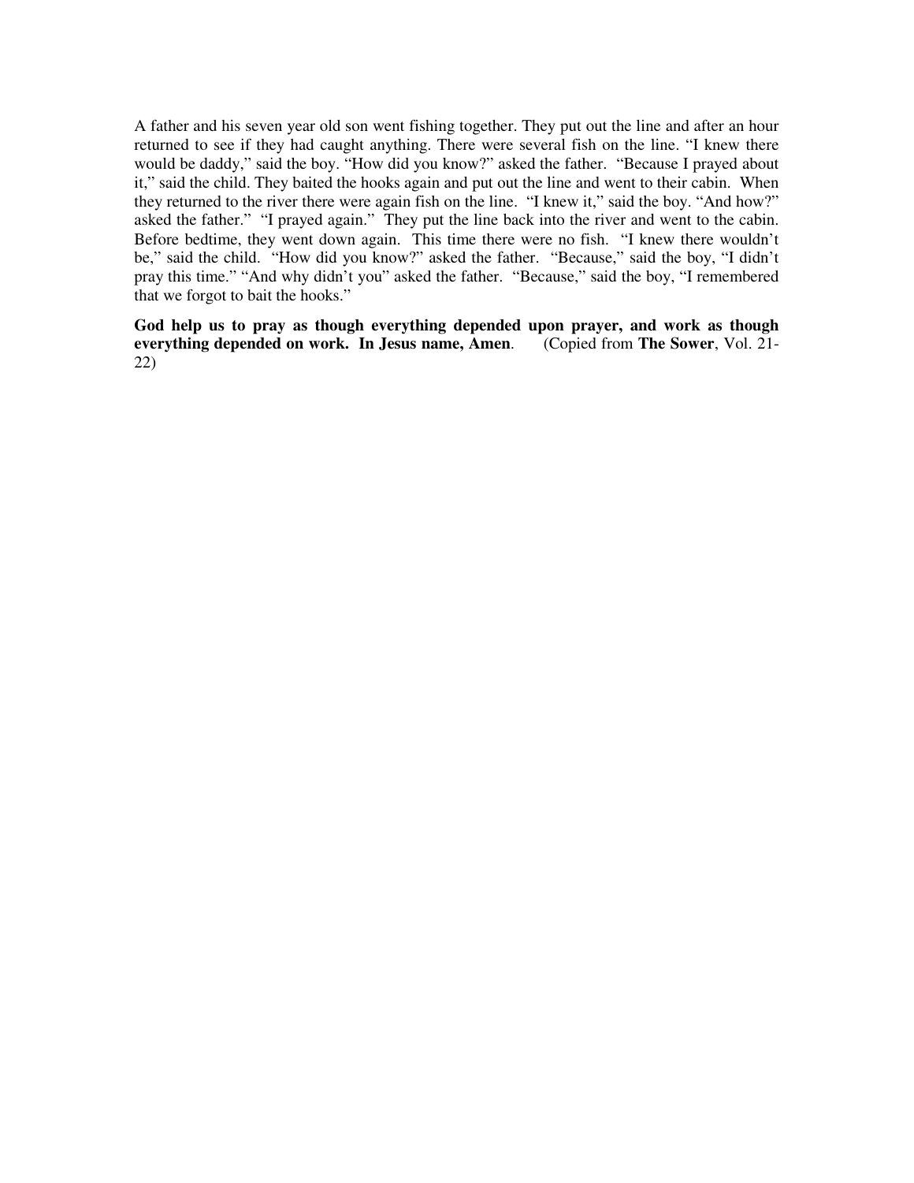A father and his seven year old son went fishing together. They put out the line and after an hour returned to see if they had caught anything. There were several fish on the line. “I knew there would be daddy,” said the boy. “How did you know?” asked the father. “Because I prayed about it,” said the child. They baited the hooks again and put out the line and went to their cabin. When they returned to the river there were again fish on the line. “I knew it,” said the boy. “And how?” asked the father.” “I prayed again.” They put the line back into the river and went to the cabin. Before bedtime, they went down again. This time there were no fish. “I knew there wouldn’t be,” said the child. “How did you know?” asked the father. “Because,” said the boy, “I didn’t pray this time.” “And why didn’t you” asked the father. “Because,” said the boy, “I remembered that we forgot to bait the hooks.”

**God help us to pray as though everything depended upon prayer, and work as though everything depended on work. In Jesus name, Amen**. (Copied from **The Sower**, Vol. 21-22)